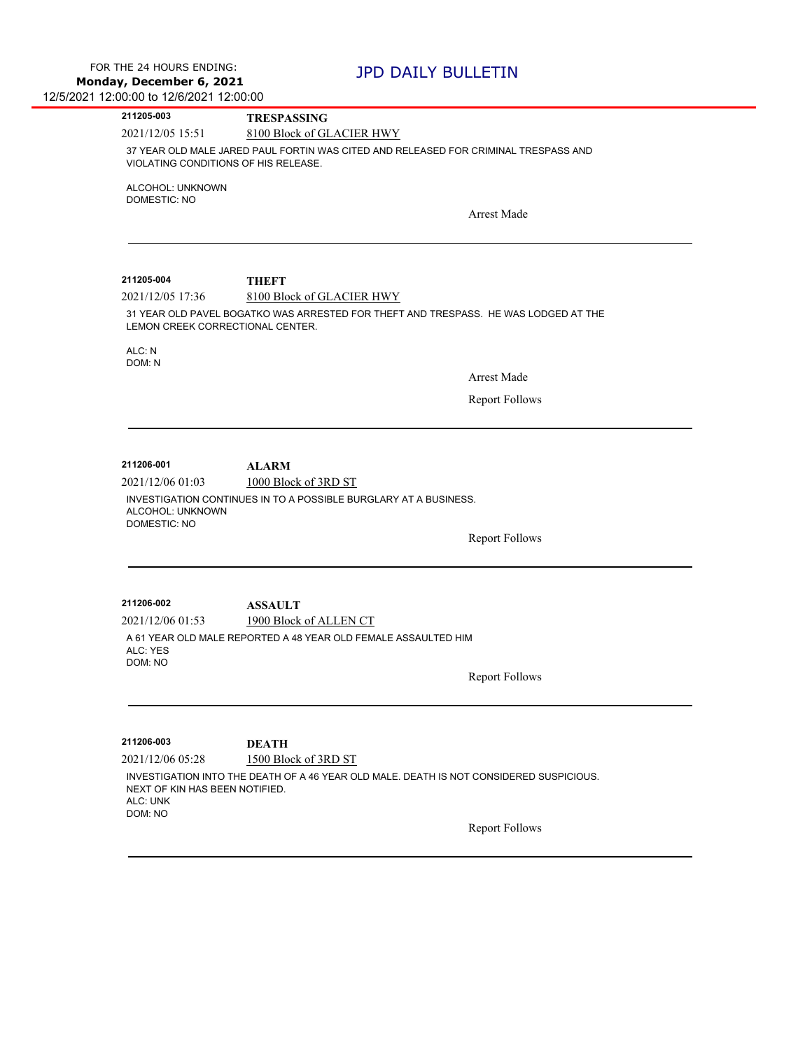FOR THE 24 HOURS ENDING:
**Monday, December 6, 2021**
12/5/2021 12:00:00 to 12/6/2021 12:00:00

# JPD DAILY BULLETIN

---

**211205-003** **TRESPASSING**

2021/12/05 15:51 8100 Block of GLACIER HWY

37 YEAR OLD MALE JARED PAUL FORTIN WAS CITED AND RELEASED FOR CRIMINAL TRESPASS AND VIOLATING CONDITIONS OF HIS RELEASE.

ALCOHOL: UNKNOWN
DOMESTIC: NO

Arrest Made

---

**211205-004** **THEFT**

2021/12/05 17:36 8100 Block of GLACIER HWY

31 YEAR OLD PAVEL BOGATKO WAS ARRESTED FOR THEFT AND TRESPASS. HE WAS LODGED AT THE LEMON CREEK CORRECTIONAL CENTER.

ALC: N
DOM: N

Arrest Made

Report Follows

---

**211206-001** **ALARM**

2021/12/06 01:03 1000 Block of 3RD ST

INVESTIGATION CONTINUES IN TO A POSSIBLE BURGLARY AT A BUSINESS.
ALCOHOL: UNKNOWN
DOMESTIC: NO

Report Follows

---

**211206-002** **ASSAULT**

2021/12/06 01:53 1900 Block of ALLEN CT

A 61 YEAR OLD MALE REPORTED A 48 YEAR OLD FEMALE ASSAULTED HIM
ALC: YES
DOM: NO

Report Follows

---

**211206-003** **DEATH**

2021/12/06 05:28 1500 Block of 3RD ST

INVESTIGATION INTO THE DEATH OF A 46 YEAR OLD MALE. DEATH IS NOT CONSIDERED SUSPICIOUS. NEXT OF KIN HAS BEEN NOTIFIED.
ALC: UNK
DOM: NO

Report Follows

---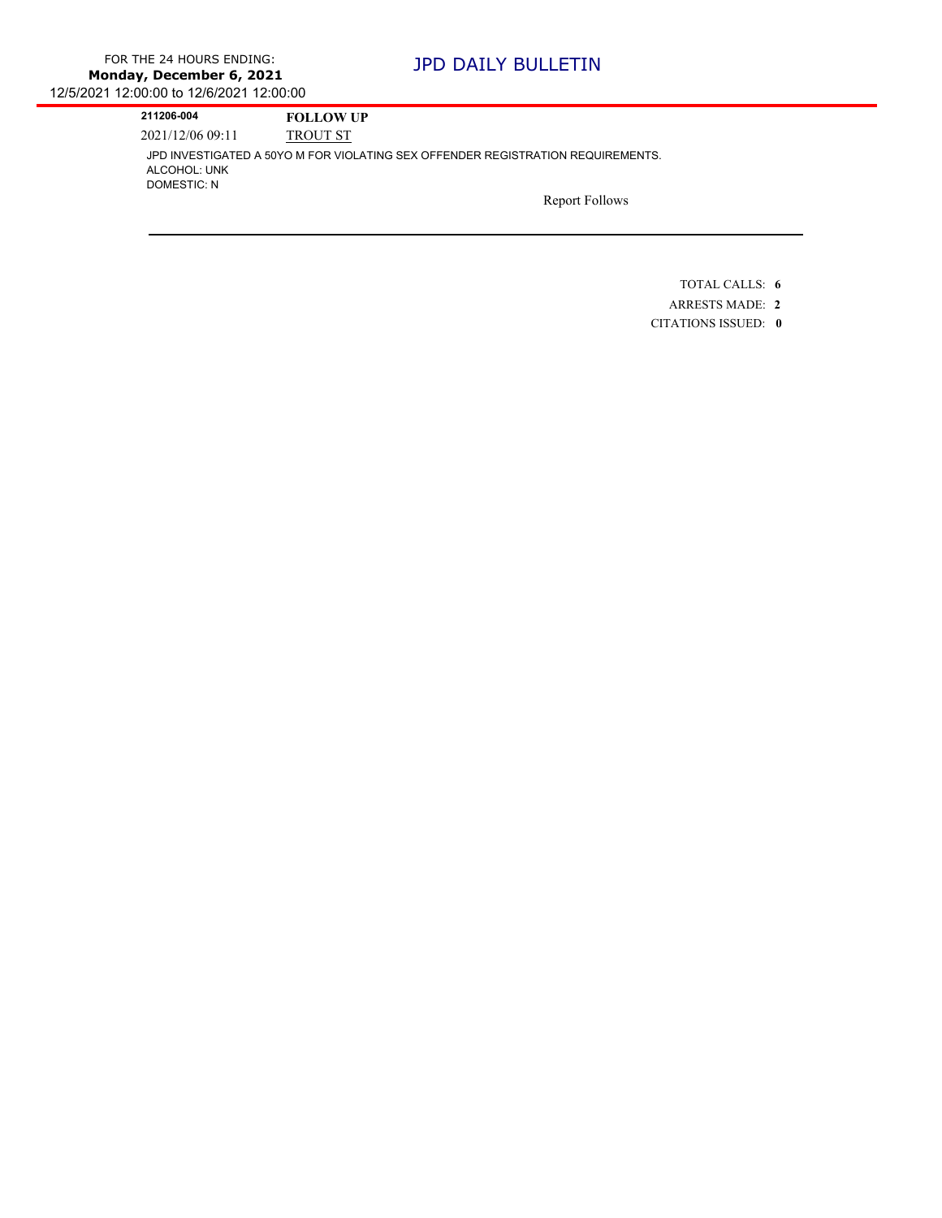**211206-004** **FOLLOW UP**

2021/12/06 09:11 TROUT ST

JPD INVESTIGATED A 50YO M FOR VIOLATING SEX OFFENDER REGISTRATION REQUIREMENTS.

ALCOHOL: UNK

DOMESTIC: N

Report Follows

---

TOTAL CALLS: **6**

ARRESTS MADE: **2**

CITATIONS ISSUED: **0**